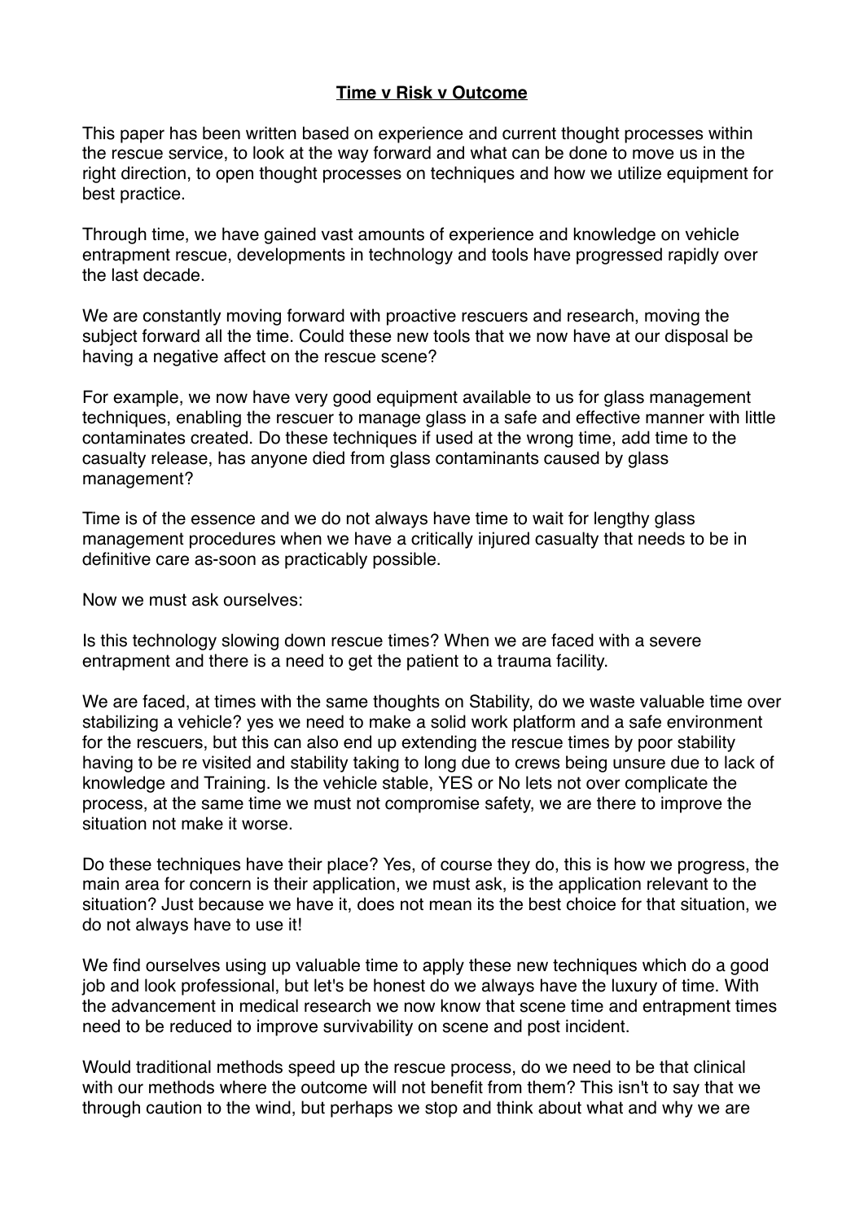**Time v Risk v Outcome**

This paper has been written based on experience and current thought processes within the rescue service, to look at the way forward and what can be done to move us in the right direction, to open thought processes on techniques and how we utilize equipment for best practice.

Through time, we have gained vast amounts of experience and knowledge on vehicle entrapment rescue, developments in technology and tools have progressed rapidly over the last decade.

We are constantly moving forward with proactive rescuers and research, moving the subject forward all the time. Could these new tools that we now have at our disposal be having a negative affect on the rescue scene?

For example, we now have very good equipment available to us for glass management techniques, enabling the rescuer to manage glass in a safe and effective manner with little contaminates created. Do these techniques if used at the wrong time, add time to the casualty release, has anyone died from glass contaminants caused by glass management?

Time is of the essence and we do not always have time to wait for lengthy glass management procedures when we have a critically injured casualty that needs to be in definitive care as-soon as practicably possible.

Now we must ask ourselves:

Is this technology slowing down rescue times? When we are faced with a severe entrapment and there is a need to get the patient to a trauma facility.

We are faced, at times with the same thoughts on Stability, do we waste valuable time over stabilizing a vehicle? yes we need to make a solid work platform and a safe environment for the rescuers, but this can also end up extending the rescue times by poor stability having to be re visited and stability taking to long due to crews being unsure due to lack of knowledge and Training. Is the vehicle stable, YES or No lets not over complicate the process, at the same time we must not compromise safety, we are there to improve the situation not make it worse.

Do these techniques have their place? Yes, of course they do, this is how we progress, the main area for concern is their application, we must ask, is the application relevant to the situation? Just because we have it, does not mean its the best choice for that situation, we do not always have to use it!

We find ourselves using up valuable time to apply these new techniques which do a good job and look professional, but let's be honest do we always have the luxury of time. With the advancement in medical research we now know that scene time and entrapment times need to be reduced to improve survivability on scene and post incident.

Would traditional methods speed up the rescue process, do we need to be that clinical with our methods where the outcome will not benefit from them? This isn't to say that we through caution to the wind, but perhaps we stop and think about what and why we are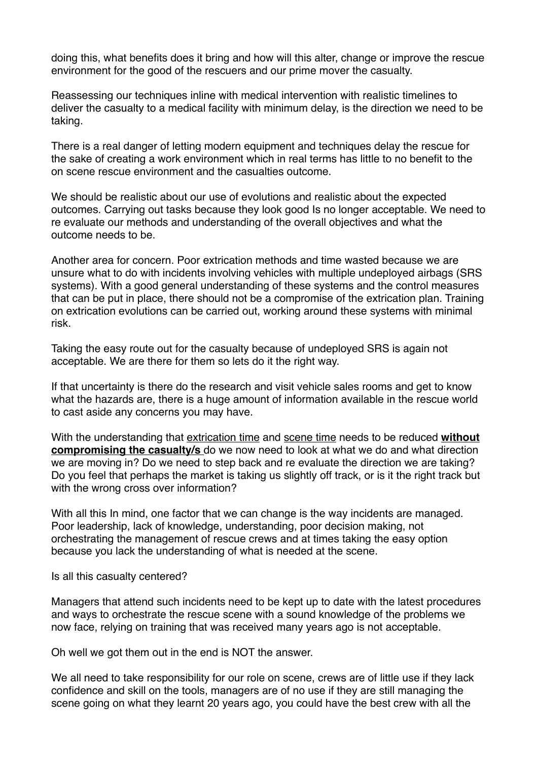doing this, what benefits does it bring and how will this alter, change or improve the rescue environment for the good of the rescuers and our prime mover the casualty.

Reassessing our techniques inline with medical intervention with realistic timelines to deliver the casualty to a medical facility with minimum delay, is the direction we need to be taking.

There is a real danger of letting modern equipment and techniques delay the rescue for the sake of creating a work environment which in real terms has little to no benefit to the on scene rescue environment and the casualties outcome.

We should be realistic about our use of evolutions and realistic about the expected outcomes. Carrying out tasks because they look good Is no longer acceptable. We need to re evaluate our methods and understanding of the overall objectives and what the outcome needs to be.

Another area for concern. Poor extrication methods and time wasted because we are unsure what to do with incidents involving vehicles with multiple undeployed airbags (SRS systems). With a good general understanding of these systems and the control measures that can be put in place, there should not be a compromise of the extrication plan. Training on extrication evolutions can be carried out, working around these systems with minimal risk.

Taking the easy route out for the casualty because of undeployed SRS is again not acceptable. We are there for them so lets do it the right way.

If that uncertainty is there do the research and visit vehicle sales rooms and get to know what the hazards are, there is a huge amount of information available in the rescue world to cast aside any concerns you may have.

With the understanding that <u>extrication time</u> and <u>scene time</u> needs to be reduced **<u>without compromising the casualty/s</u>** do we now need to look at what we do and what direction we are moving in? Do we need to step back and re evaluate the direction we are taking? Do you feel that perhaps the market is taking us slightly off track, or is it the right track but with the wrong cross over information?

With all this In mind, one factor that we can change is the way incidents are managed. Poor leadership, lack of knowledge, understanding, poor decision making, not orchestrating the management of rescue crews and at times taking the easy option because you lack the understanding of what is needed at the scene.

Is all this casualty centered?

Managers that attend such incidents need to be kept up to date with the latest procedures and ways to orchestrate the rescue scene with a sound knowledge of the problems we now face, relying on training that was received many years ago is not acceptable.

Oh well we got them out in the end is NOT the answer.

We all need to take responsibility for our role on scene, crews are of little use if they lack confidence and skill on the tools, managers are of no use if they are still managing the scene going on what they learnt 20 years ago, you could have the best crew with all the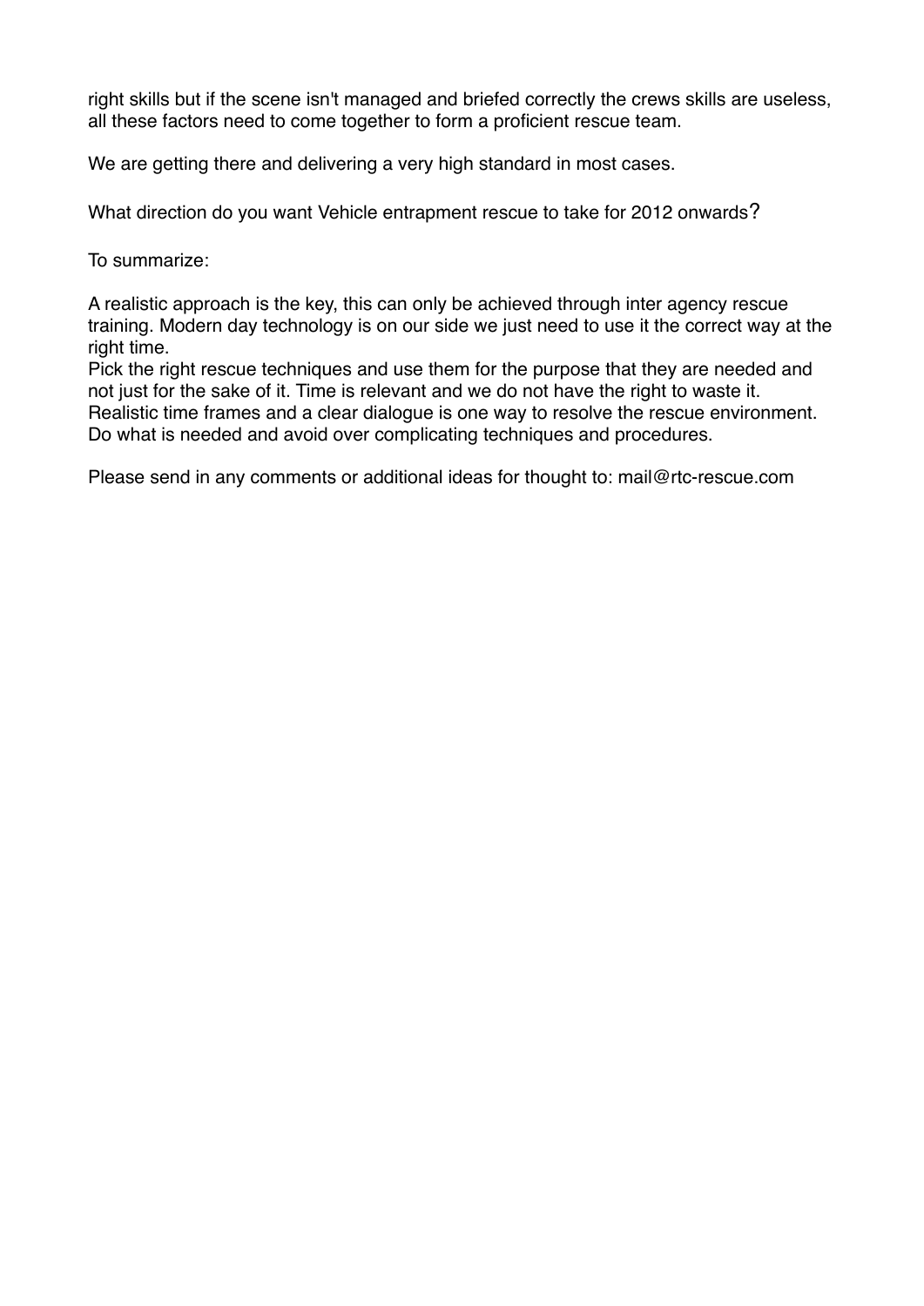right skills but if the scene isn't managed and briefed correctly the crews skills are useless, all these factors need to come together to form a proficient rescue team.

We are getting there and delivering a very high standard in most cases.

What direction do you want Vehicle entrapment rescue to take for 2012 onwards?

To summarize:

A realistic approach is the key, this can only be achieved through inter agency rescue training. Modern day technology is on our side we just need to use it the correct way at the right time.
Pick the right rescue techniques and use them for the purpose that they are needed and not just for the sake of it. Time is relevant and we do not have the right to waste it.
Realistic time frames and a clear dialogue is one way to resolve the rescue environment.
Do what is needed and avoid over complicating techniques and procedures.

Please send in any comments or additional ideas for thought to: mail@rtc-rescue.com